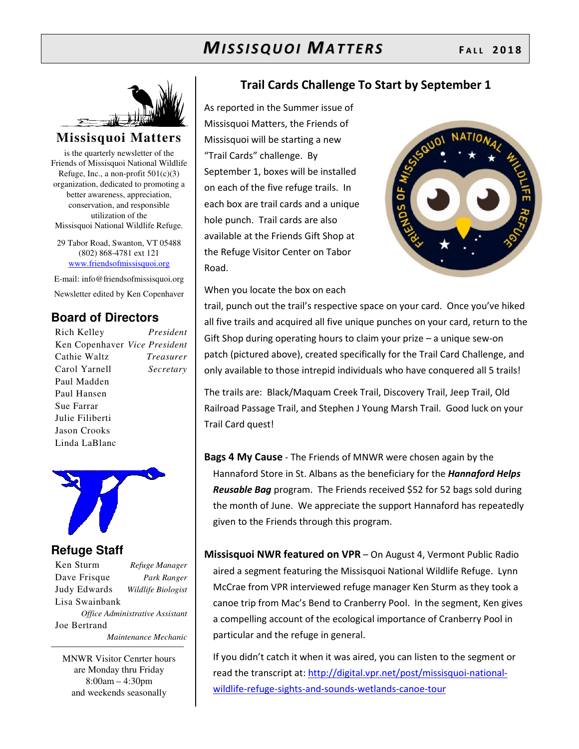# MISSISQUOI MATTERS

**FALL 2018**

## Missisquoi Matters

is the quarterly newsletter of the Friends of Missisquoi National Wildlife Refuge, Inc., a non-profit 501(c)(3) organization, dedicated to promoting a better awareness, appreciation, conservation, and responsible utilization of the Missisquoi National Wildlife Refuge.

29 Tabor Road, Swanton, VT 05488
(802) 868-4781 ext 121
www.friendsofmissisquoi.org

E-mail: info@friendsofmissisquoi.org

Newsletter edited by Ken Copenhaver

### Board of Directors

| | |
|---|---|
| Rich Kelley | *President* |
| Ken Copenhaver | *Vice President* |
| Cathie Waltz | *Treasurer* |
| Carol Yarnell | *Secretary* |
| Paul Madden | |
| Paul Hansen | |
| Sue Farrar | |
| Julie Filiberti | |
| Jason Crooks | |
| Linda LaBlanc | |

### Refuge Staff

| | |
|---|---|
| Ken Sturm | *Refuge Manager* |
| Dave Frisque | *Park Ranger* |
| Judy Edwards | *Wildlife Biologist* |
| Lisa Swainbank | *Office Administrative Assistant* |
| Joe Bertrand | *Maintenance Mechanic* |

MNWR Visitor Cenrter hours are Monday thru Friday 8:00am – 4:30pm and weekends seasonally

## Trail Cards Challenge To Start by September 1

As reported in the Summer issue of Missisquoi Matters, the Friends of Missisquoi will be starting a new "Trail Cards" challenge. By September 1, boxes will be installed on each of the five refuge trails. In each box are trail cards and a unique hole punch. Trail cards are also available at the Friends Gift Shop at the Refuge Visitor Center on Tabor Road.

When you locate the box on each trail, punch out the trail's respective space on your card. Once you've hiked all five trails and acquired all five unique punches on your card, return to the Gift Shop during operating hours to claim your prize – a unique sew-on patch (pictured above), created specifically for the Trail Card Challenge, and only available to those intrepid individuals who have conquered all 5 trails!

The trails are: Black/Maquam Creek Trail, Discovery Trail, Jeep Trail, Old Railroad Passage Trail, and Stephen J Young Marsh Trail. Good luck on your Trail Card quest!

**Bags 4 My Cause** - The Friends of MNWR were chosen again by the Hannaford Store in St. Albans as the beneficiary for the ***Hannaford Helps Reusable Bag*** program. The Friends received $52 for 52 bags sold during the month of June. We appreciate the support Hannaford has repeatedly given to the Friends through this program.

**Missisquoi NWR featured on VPR** – On August 4, Vermont Public Radio aired a segment featuring the Missisquoi National Wildlife Refuge. Lynn McCrae from VPR interviewed refuge manager Ken Sturm as they took a canoe trip from Mac's Bend to Cranberry Pool. In the segment, Ken gives a compelling account of the ecological importance of Cranberry Pool in particular and the refuge in general.

If you didn't catch it when it was aired, you can listen to the segment or read the transcript at: http://digital.vpr.net/post/missisquoi-national-wildlife-refuge-sights-and-sounds-wetlands-canoe-tour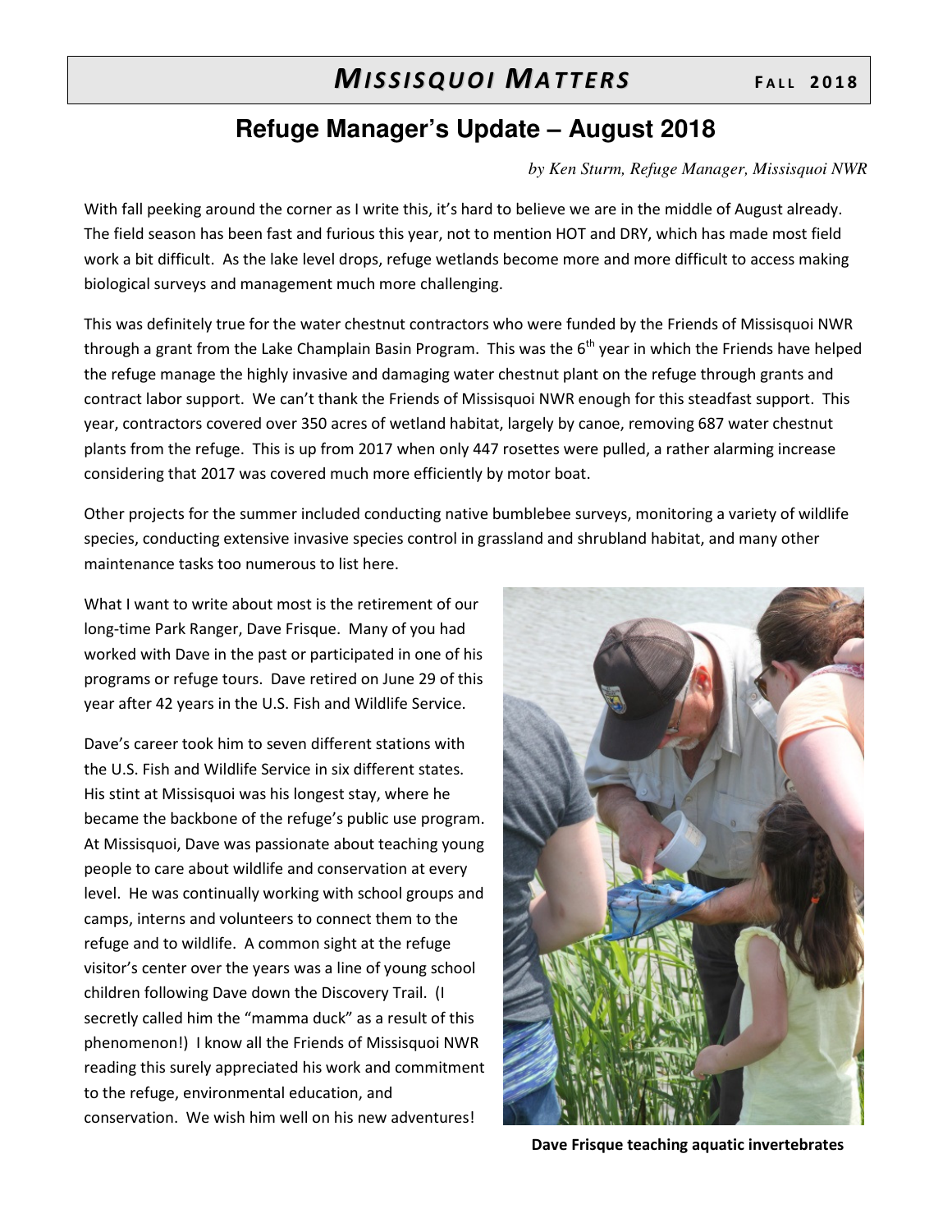# Refuge Manager's Update – August 2018

*by Ken Sturm, Refuge Manager, Missisquoi NWR*

With fall peeking around the corner as I write this, it's hard to believe we are in the middle of August already. The field season has been fast and furious this year, not to mention HOT and DRY, which has made most field work a bit difficult. As the lake level drops, refuge wetlands become more and more difficult to access making biological surveys and management much more challenging.

This was definitely true for the water chestnut contractors who were funded by the Friends of Missisquoi NWR through a grant from the Lake Champlain Basin Program. This was the 6th year in which the Friends have helped the refuge manage the highly invasive and damaging water chestnut plant on the refuge through grants and contract labor support. We can't thank the Friends of Missisquoi NWR enough for this steadfast support. This year, contractors covered over 350 acres of wetland habitat, largely by canoe, removing 687 water chestnut plants from the refuge. This is up from 2017 when only 447 rosettes were pulled, a rather alarming increase considering that 2017 was covered much more efficiently by motor boat.

Other projects for the summer included conducting native bumblebee surveys, monitoring a variety of wildlife species, conducting extensive invasive species control in grassland and shrubland habitat, and many other maintenance tasks too numerous to list here.

What I want to write about most is the retirement of our long-time Park Ranger, Dave Frisque. Many of you had worked with Dave in the past or participated in one of his programs or refuge tours. Dave retired on June 29 of this year after 42 years in the U.S. Fish and Wildlife Service.

Dave's career took him to seven different stations with the U.S. Fish and Wildlife Service in six different states. His stint at Missisquoi was his longest stay, where he became the backbone of the refuge's public use program. At Missisquoi, Dave was passionate about teaching young people to care about wildlife and conservation at every level. He was continually working with school groups and camps, interns and volunteers to connect them to the refuge and to wildlife. A common sight at the refuge visitor's center over the years was a line of young school children following Dave down the Discovery Trail. (I secretly called him the "mamma duck" as a result of this phenomenon!) I know all the Friends of Missisquoi NWR reading this surely appreciated his work and commitment to the refuge, environmental education, and conservation. We wish him well on his new adventures!

**Dave Frisque teaching aquatic invertebrates**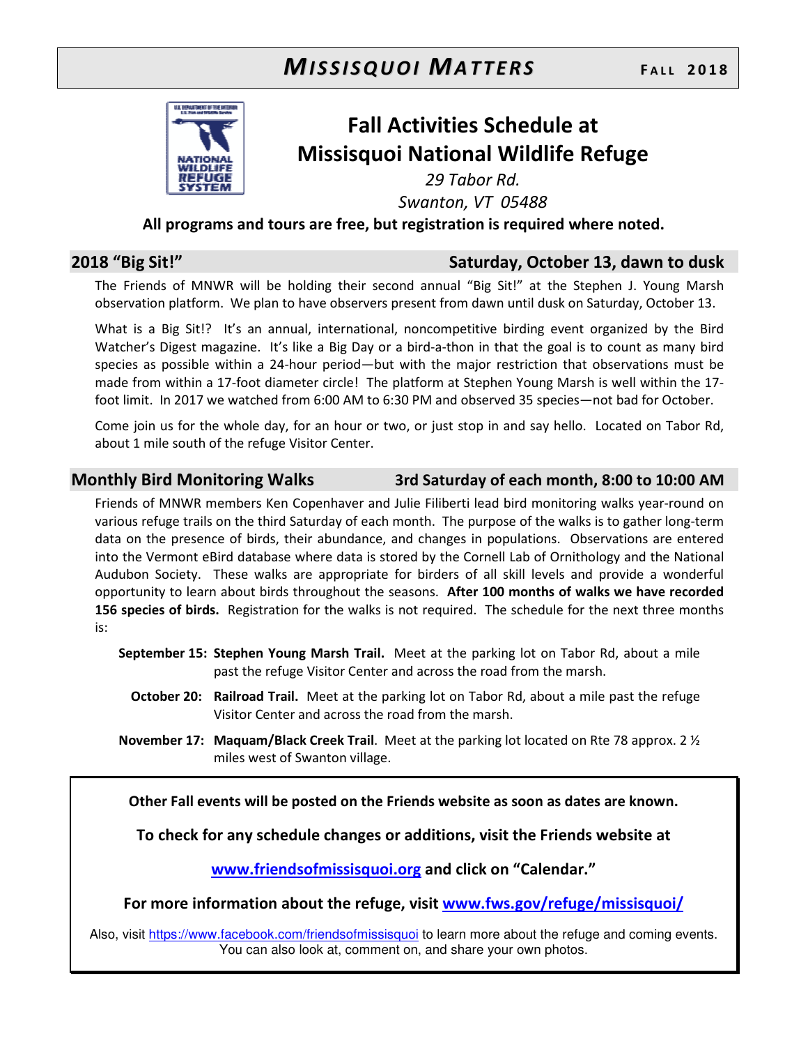# Fall Activities Schedule at Missisquoi National Wildlife Refuge

*29 Tabor Rd.*
*Swanton, VT 05488*

**All programs and tours are free, but registration is required where noted.**

## 2018 "Big Sit!" — Saturday, October 13, dawn to dusk

The Friends of MNWR will be holding their second annual "Big Sit!" at the Stephen J. Young Marsh observation platform. We plan to have observers present from dawn until dusk on Saturday, October 13.

What is a Big Sit!? It's an annual, international, noncompetitive birding event organized by the Bird Watcher's Digest magazine. It's like a Big Day or a bird-a-thon in that the goal is to count as many bird species as possible within a 24-hour period—but with the major restriction that observations must be made from within a 17-foot diameter circle! The platform at Stephen Young Marsh is well within the 17-foot limit. In 2017 we watched from 6:00 AM to 6:30 PM and observed 35 species—not bad for October.

Come join us for the whole day, for an hour or two, or just stop in and say hello. Located on Tabor Rd, about 1 mile south of the refuge Visitor Center.

## Monthly Bird Monitoring Walks — 3rd Saturday of each month, 8:00 to 10:00 AM

Friends of MNWR members Ken Copenhaver and Julie Filiberti lead bird monitoring walks year-round on various refuge trails on the third Saturday of each month. The purpose of the walks is to gather long-term data on the presence of birds, their abundance, and changes in populations. Observations are entered into the Vermont eBird database where data is stored by the Cornell Lab of Ornithology and the National Audubon Society. These walks are appropriate for birders of all skill levels and provide a wonderful opportunity to learn about birds throughout the seasons. **After 100 months of walks we have recorded 156 species of birds.** Registration for the walks is not required. The schedule for the next three months is:

**September 15:** **Stephen Young Marsh Trail.** Meet at the parking lot on Tabor Rd, about a mile past the refuge Visitor Center and across the road from the marsh.

**October 20:** **Railroad Trail.** Meet at the parking lot on Tabor Rd, about a mile past the refuge Visitor Center and across the road from the marsh.

**November 17:** **Maquam/Black Creek Trail**. Meet at the parking lot located on Rte 78 approx. 2 ½ miles west of Swanton village.

---

**Other Fall events will be posted on the Friends website as soon as dates are known.**

**To check for any schedule changes or additions, visit the Friends website at**

**www.friendsofmissisquoi.org and click on "Calendar."**

**For more information about the refuge, visit www.fws.gov/refuge/missisquoi/**

Also, visit https://www.facebook.com/friendsofmissisquoi to learn more about the refuge and coming events. You can also look at, comment on, and share your own photos.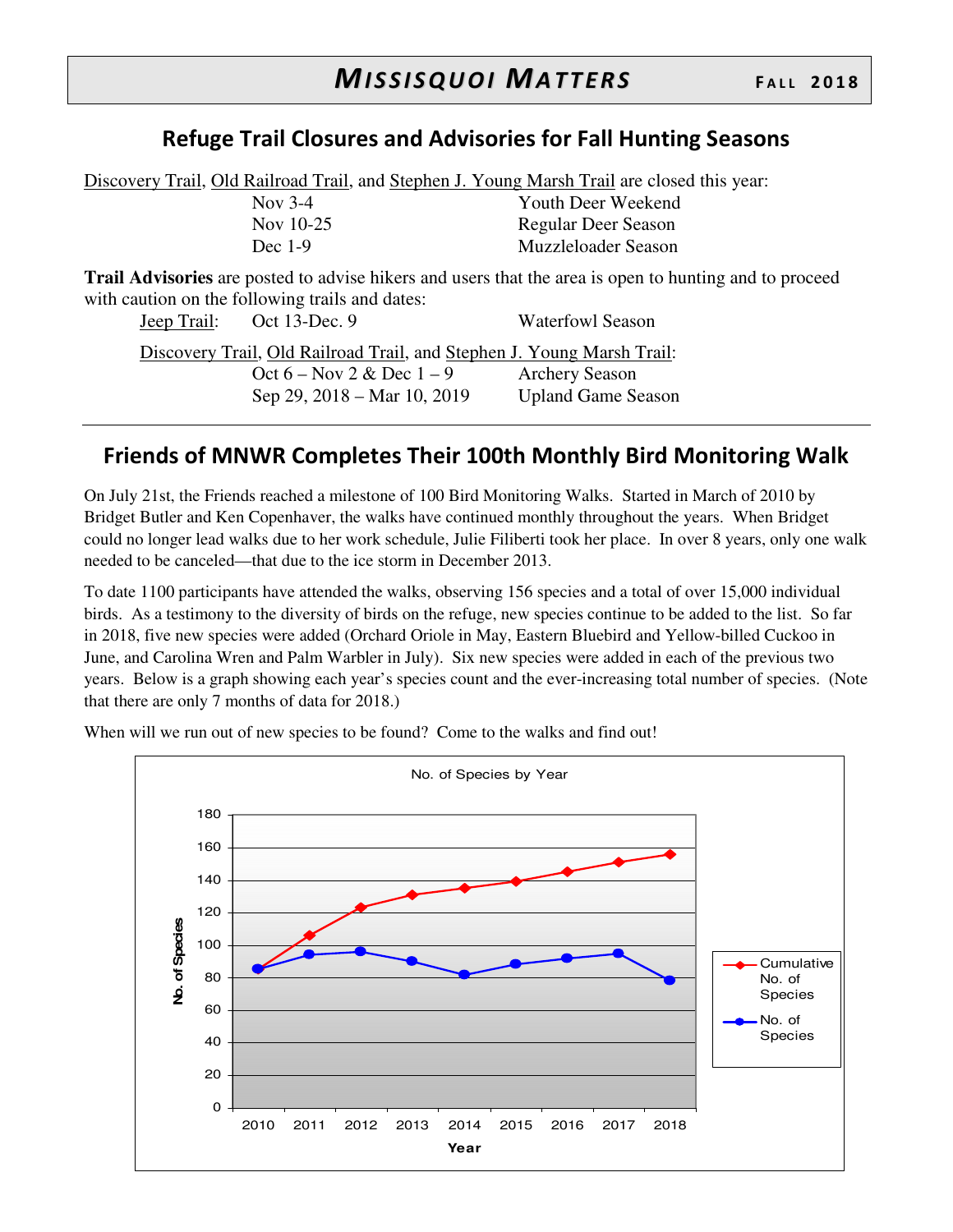## Refuge Trail Closures and Advisories for Fall Hunting Seasons

Discovery Trail, Old Railroad Trail, and Stephen J. Young Marsh Trail are closed this year:

| | |
|---|---|
| Nov 3-4 | Youth Deer Weekend |
| Nov 10-25 | Regular Deer Season |
| Dec 1-9 | Muzzleloader Season |

**Trail Advisories** are posted to advise hikers and users that the area is open to hunting and to proceed with caution on the following trails and dates:

Jeep Trail: Oct 13-Dec. 9 — Waterfowl Season

Discovery Trail, Old Railroad Trail, and Stephen J. Young Marsh Trail:

| | |
|---|---|
| Oct 6 – Nov 2 & Dec 1 – 9 | Archery Season |
| Sep 29, 2018 – Mar 10, 2019 | Upland Game Season |

---

## Friends of MNWR Completes Their 100th Monthly Bird Monitoring Walk

On July 21st, the Friends reached a milestone of 100 Bird Monitoring Walks. Started in March of 2010 by Bridget Butler and Ken Copenhaver, the walks have continued monthly throughout the years. When Bridget could no longer lead walks due to her work schedule, Julie Filiberti took her place. In over 8 years, only one walk needed to be canceled—that due to the ice storm in December 2013.

To date 1100 participants have attended the walks, observing 156 species and a total of over 15,000 individual birds. As a testimony to the diversity of birds on the refuge, new species continue to be added to the list. So far in 2018, five new species were added (Orchard Oriole in May, Eastern Bluebird and Yellow-billed Cuckoo in June, and Carolina Wren and Palm Warbler in July). Six new species were added in each of the previous two years. Below is a graph showing each year's species count and the ever-increasing total number of species. (Note that there are only 7 months of data for 2018.)

When will we run out of new species to be found? Come to the walks and find out!

No. of Species by Year

| Year | Cumulative No. of Species | No. of Species |
|---|---|---|
| 2010 | 85 | 85 |
| 2011 | 106 | 94 |
| 2012 | 123 | 96 |
| 2013 | 131 | 90 |
| 2014 | 135 | 82 |
| 2015 | 139 | 88 |
| 2016 | 145 | 92 |
| 2017 | 151 | 95 |
| 2018 | 156 | 78 |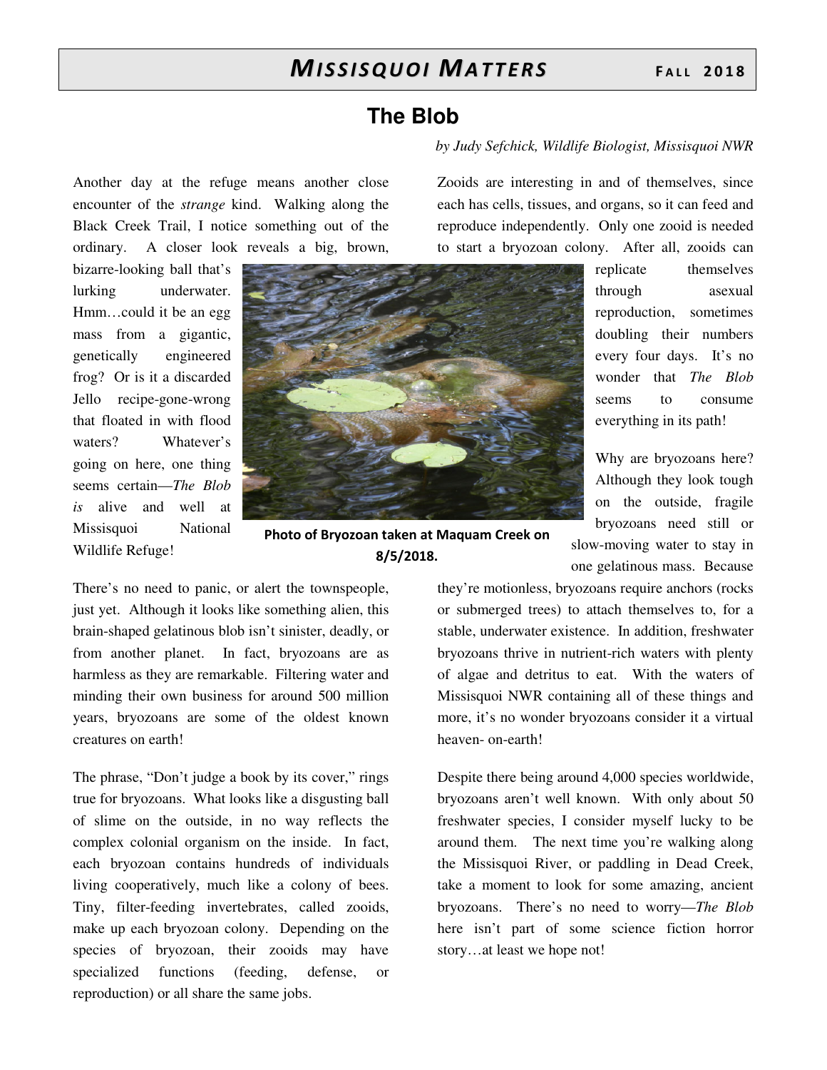# The Blob

*by Judy Sefchick, Wildlife Biologist, Missisquoi NWR*

Another day at the refuge means another close encounter of the *strange* kind. Walking along the Black Creek Trail, I notice something out of the ordinary. A closer look reveals a big, brown, bizarre-looking ball that's lurking underwater. Hmm…could it be an egg mass from a gigantic, genetically engineered frog? Or is it a discarded Jello recipe-gone-wrong that floated in with flood waters? Whatever's going on here, one thing seems certain—*The Blob is* alive and well at Missisquoi National Wildlife Refuge!

**Photo of Bryozoan taken at Maquam Creek on 8/5/2018.**

There's no need to panic, or alert the townspeople, just yet. Although it looks like something alien, this brain-shaped gelatinous blob isn't sinister, deadly, or from another planet. In fact, bryozoans are as harmless as they are remarkable. Filtering water and minding their own business for around 500 million years, bryozoans are some of the oldest known creatures on earth!

The phrase, "Don't judge a book by its cover," rings true for bryozoans. What looks like a disgusting ball of slime on the outside, in no way reflects the complex colonial organism on the inside. In fact, each bryozoan contains hundreds of individuals living cooperatively, much like a colony of bees. Tiny, filter-feeding invertebrates, called zooids, make up each bryozoan colony. Depending on the species of bryozoan, their zooids may have specialized functions (feeding, defense, or reproduction) or all share the same jobs.

Zooids are interesting in and of themselves, since each has cells, tissues, and organs, so it can feed and reproduce independently. Only one zooid is needed to start a bryozoan colony. After all, zooids can replicate themselves through asexual reproduction, sometimes doubling their numbers every four days. It's no wonder that *The Blob* seems to consume everything in its path!

Why are bryozoans here? Although they look tough on the outside, fragile bryozoans need still or slow-moving water to stay in one gelatinous mass. Because they're motionless, bryozoans require anchors (rocks or submerged trees) to attach themselves to, for a stable, underwater existence. In addition, freshwater bryozoans thrive in nutrient-rich waters with plenty of algae and detritus to eat. With the waters of Missisquoi NWR containing all of these things and more, it's no wonder bryozoans consider it a virtual heaven- on-earth!

Despite there being around 4,000 species worldwide, bryozoans aren't well known. With only about 50 freshwater species, I consider myself lucky to be around them. The next time you're walking along the Missisquoi River, or paddling in Dead Creek, take a moment to look for some amazing, ancient bryozoans. There's no need to worry—*The Blob* here isn't part of some science fiction horror story…at least we hope not!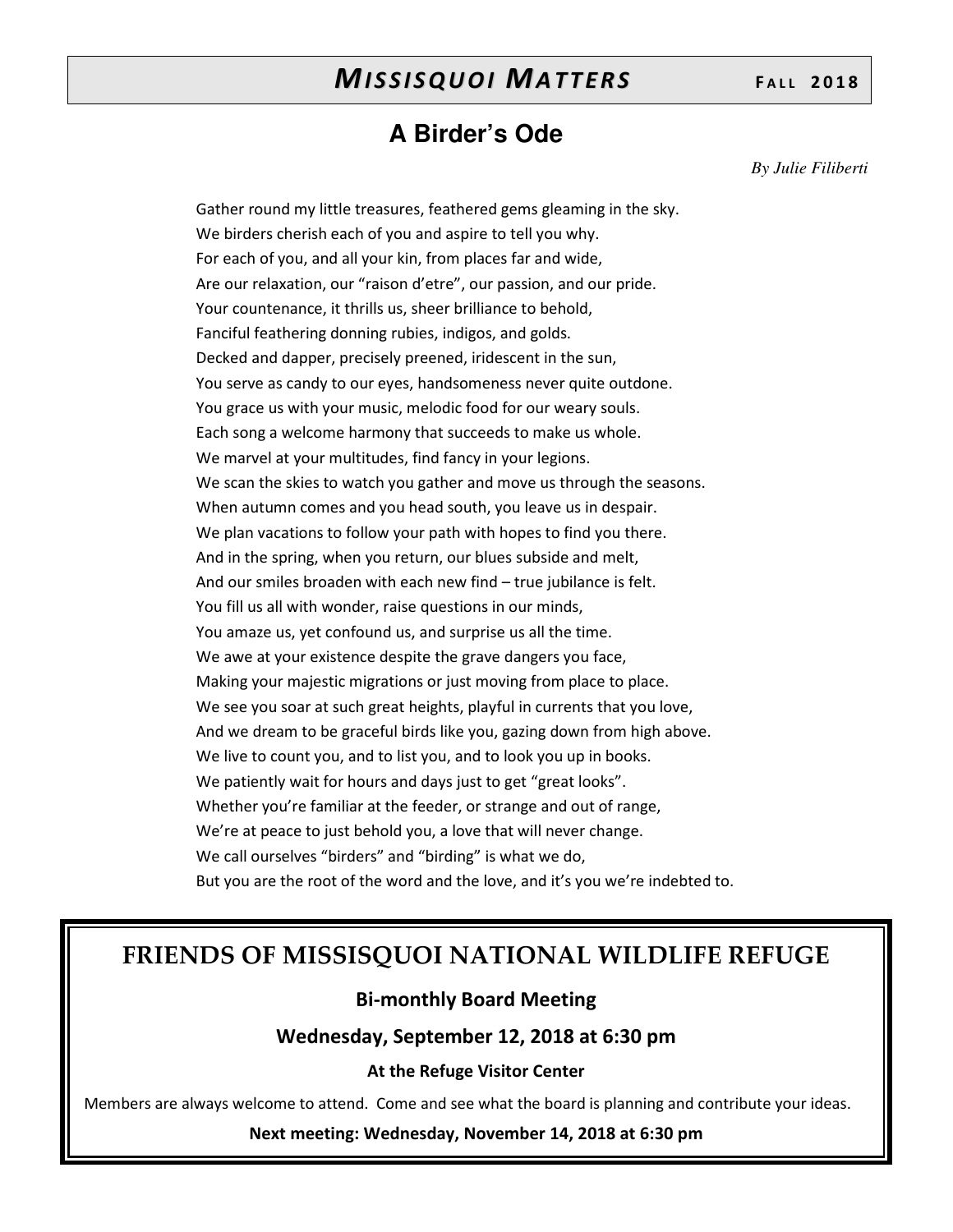## A Birder's Ode

*By Julie Filiberti*

Gather round my little treasures, feathered gems gleaming in the sky.  
We birders cherish each of you and aspire to tell you why.  
For each of you, and all your kin, from places far and wide,  
Are our relaxation, our "raison d'etre", our passion, and our pride.  
Your countenance, it thrills us, sheer brilliance to behold,  
Fanciful feathering donning rubies, indigos, and golds.  
Decked and dapper, precisely preened, iridescent in the sun,  
You serve as candy to our eyes, handsomeness never quite outdone.  
You grace us with your music, melodic food for our weary souls.  
Each song a welcome harmony that succeeds to make us whole.  
We marvel at your multitudes, find fancy in your legions.  
We scan the skies to watch you gather and move us through the seasons.  
When autumn comes and you head south, you leave us in despair.  
We plan vacations to follow your path with hopes to find you there.  
And in the spring, when you return, our blues subside and melt,  
And our smiles broaden with each new find – true jubilance is felt.  
You fill us all with wonder, raise questions in our minds,  
You amaze us, yet confound us, and surprise us all the time.  
We awe at your existence despite the grave dangers you face,  
Making your majestic migrations or just moving from place to place.  
We see you soar at such great heights, playful in currents that you love,  
And we dream to be graceful birds like you, gazing down from high above.  
We live to count you, and to list you, and to look you up in books.  
We patiently wait for hours and days just to get "great looks".  
Whether you're familiar at the feeder, or strange and out of range,  
We're at peace to just behold you, a love that will never change.  
We call ourselves "birders" and "birding" is what we do,  
But you are the root of the word and the love, and it's you we're indebted to.

## FRIENDS OF MISSISQUOI NATIONAL WILDLIFE REFUGE

**Bi-monthly Board Meeting**

**Wednesday, September 12, 2018 at 6:30 pm**

**At the Refuge Visitor Center**

Members are always welcome to attend. Come and see what the board is planning and contribute your ideas.

**Next meeting: Wednesday, November 14, 2018 at 6:30 pm**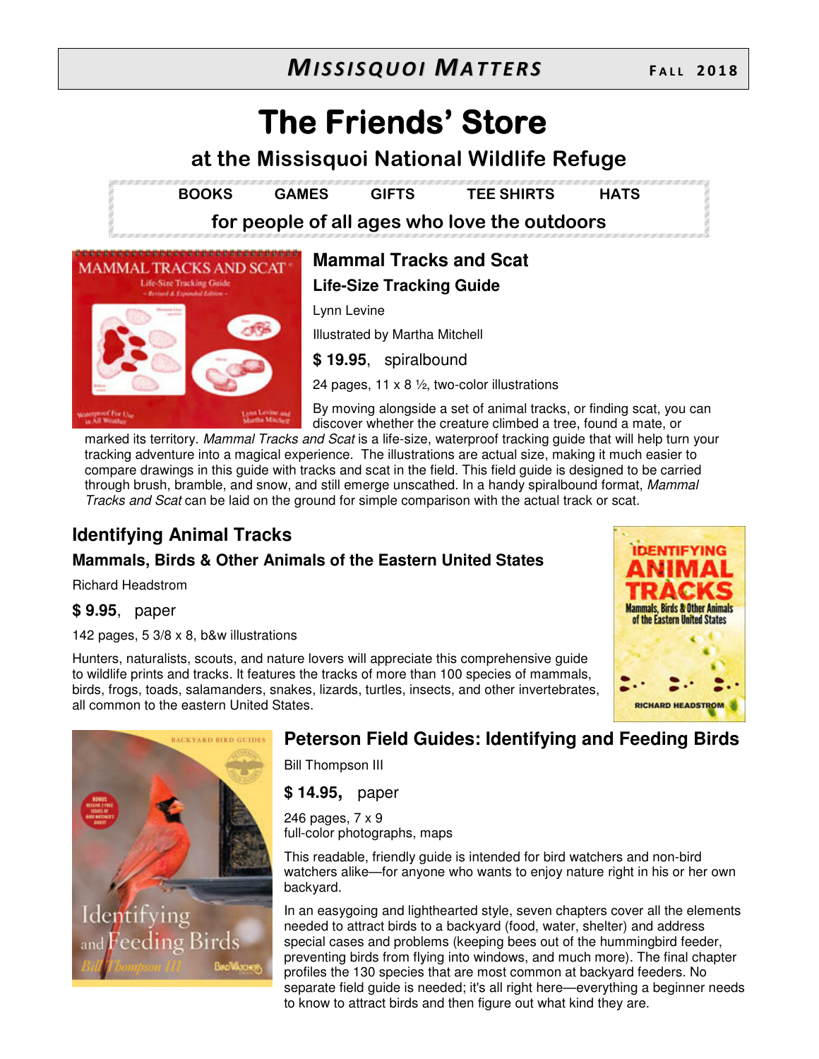# The Friends' Store

## at the Missisquoi National Wildlife Refuge

**BOOKS GAMES GIFTS TEE SHIRTS HATS**

**for people of all ages who love the outdoors**

### Mammal Tracks and Scat

**Life-Size Tracking Guide**

Lynn Levine

Illustrated by Martha Mitchell

**$ 19.95**, spiralbound

24 pages, 11 x 8 ½, two-color illustrations

By moving alongside a set of animal tracks, or finding scat, you can discover whether the creature climbed a tree, found a mate, or marked its territory. *Mammal Tracks and Scat* is a life-size, waterproof tracking guide that will help turn your tracking adventure into a magical experience. The illustrations are actual size, making it much easier to compare drawings in this guide with tracks and scat in the field. This field guide is designed to be carried through brush, bramble, and snow, and still emerge unscathed. In a handy spiralbound format, *Mammal Tracks and Scat* can be laid on the ground for simple comparison with the actual track or scat.

### Identifying Animal Tracks

**Mammals, Birds & Other Animals of the Eastern United States**

Richard Headstrom

**$ 9.95**, paper

142 pages, 5 3/8 x 8, b&w illustrations

Hunters, naturalists, scouts, and nature lovers will appreciate this comprehensive guide to wildlife prints and tracks. It features the tracks of more than 100 species of mammals, birds, frogs, toads, salamanders, snakes, lizards, turtles, insects, and other invertebrates, all common to the eastern United States.

### Peterson Field Guides: Identifying and Feeding Birds

Bill Thompson III

**$ 14.95,** paper

246 pages, 7 x 9
full-color photographs, maps

This readable, friendly guide is intended for bird watchers and non-bird watchers alike—for anyone who wants to enjoy nature right in his or her own backyard.

In an easygoing and lighthearted style, seven chapters cover all the elements needed to attract birds to a backyard (food, water, shelter) and address special cases and problems (keeping bees out of the hummingbird feeder, preventing birds from flying into windows, and much more). The final chapter profiles the 130 species that are most common at backyard feeders. No separate field guide is needed; it's all right here—everything a beginner needs to know to attract birds and then figure out what kind they are.